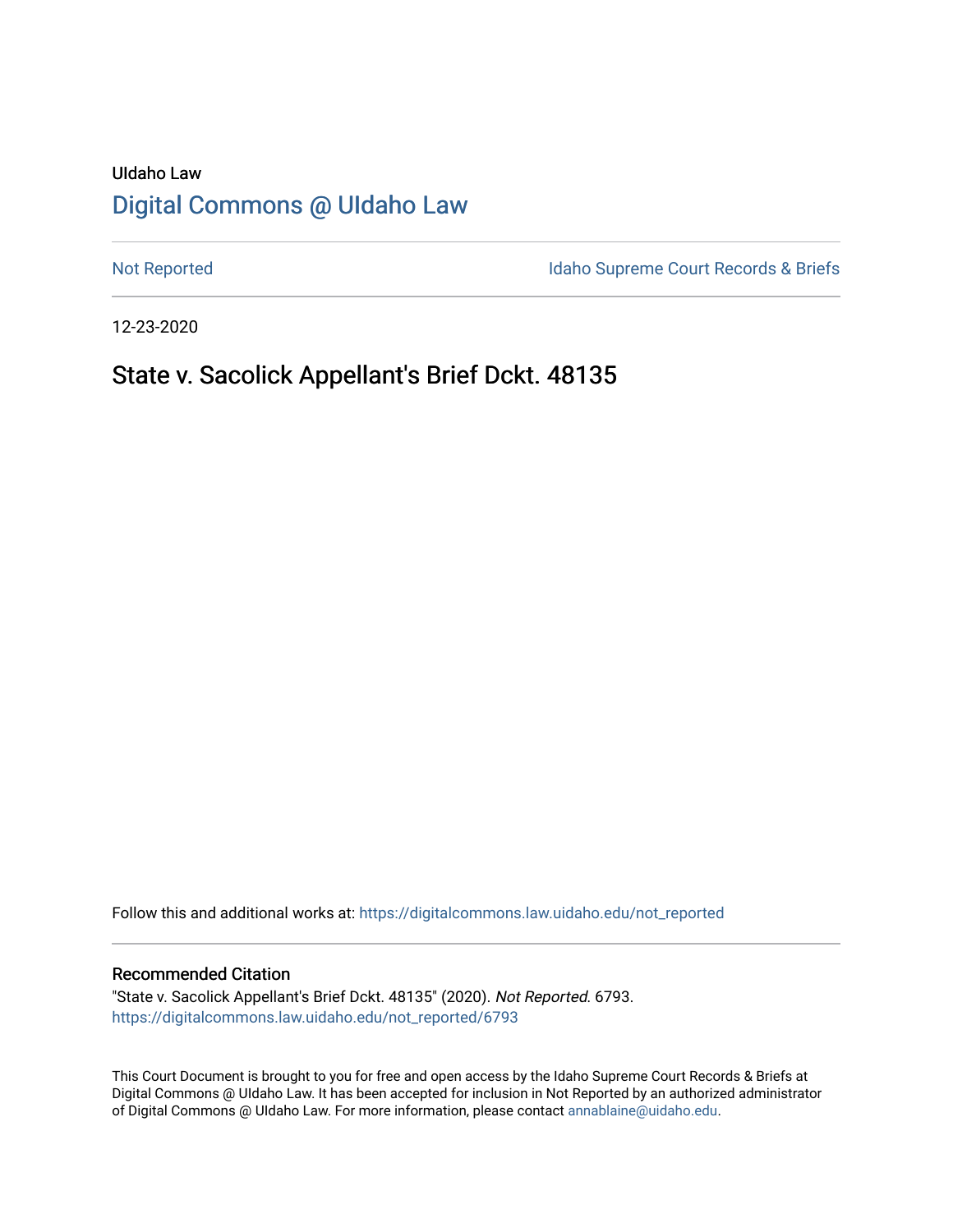UIdaho Law

# Digital Commons @ UIdaho Law

Not Reported

Idaho Supreme Court Records & Briefs

12-23-2020

## State v. Sacolick Appellant's Brief Dckt. 48135

Follow this and additional works at: https://digitalcommons.law.uidaho.edu/not_reported

### Recommended Citation

"State v. Sacolick Appellant's Brief Dckt. 48135" (2020). *Not Reported*. 6793.
https://digitalcommons.law.uidaho.edu/not_reported/6793

This Court Document is brought to you for free and open access by the Idaho Supreme Court Records & Briefs at Digital Commons @ UIdaho Law. It has been accepted for inclusion in Not Reported by an authorized administrator of Digital Commons @ UIdaho Law. For more information, please contact annablaine@uidaho.edu.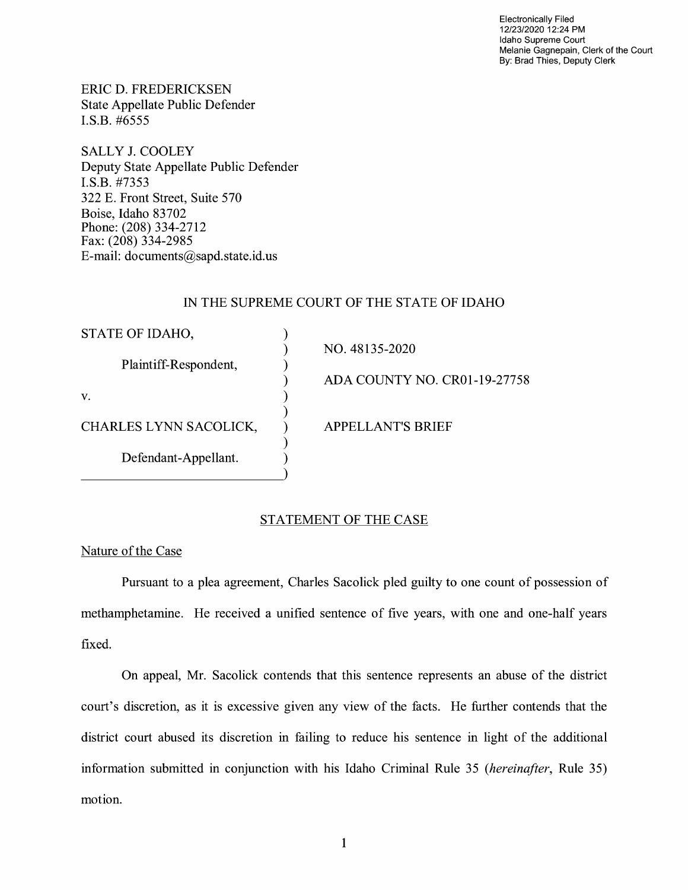Electronically Filed
12/23/2020 12:24 PM
Idaho Supreme Court
Melanie Gagnepain, Clerk of the Court
By: Brad Thies, Deputy Clerk

ERIC D. FREDERICKSEN
State Appellate Public Defender
I.S.B. #6555

SALLY J. COOLEY
Deputy State Appellate Public Defender
I.S.B. #7353
322 E. Front Street, Suite 570
Boise, Idaho 83702
Phone: (208) 334-2712
Fax: (208) 334-2985
E-mail: documents@sapd.state.id.us

IN THE SUPREME COURT OF THE STATE OF IDAHO

| | | |
|---|---|---|
| STATE OF IDAHO, | ) | |
| | ) | NO. 48135-2020 |
| Plaintiff-Respondent, | ) | |
| | ) | ADA COUNTY NO. CR01-19-27758 |
| v. | ) | |
| | ) | |
| CHARLES LYNN SACOLICK, | ) | APPELLANT'S BRIEF |
| | ) | |
| Defendant-Appellant. | ) | |

## STATEMENT OF THE CASE

### Nature of the Case

Pursuant to a plea agreement, Charles Sacolick pled guilty to one count of possession of methamphetamine. He received a unified sentence of five years, with one and one-half years fixed.

On appeal, Mr. Sacolick contends that this sentence represents an abuse of the district court's discretion, as it is excessive given any view of the facts. He further contends that the district court abused its discretion in failing to reduce his sentence in light of the additional information submitted in conjunction with his Idaho Criminal Rule 35 (*hereinafter*, Rule 35) motion.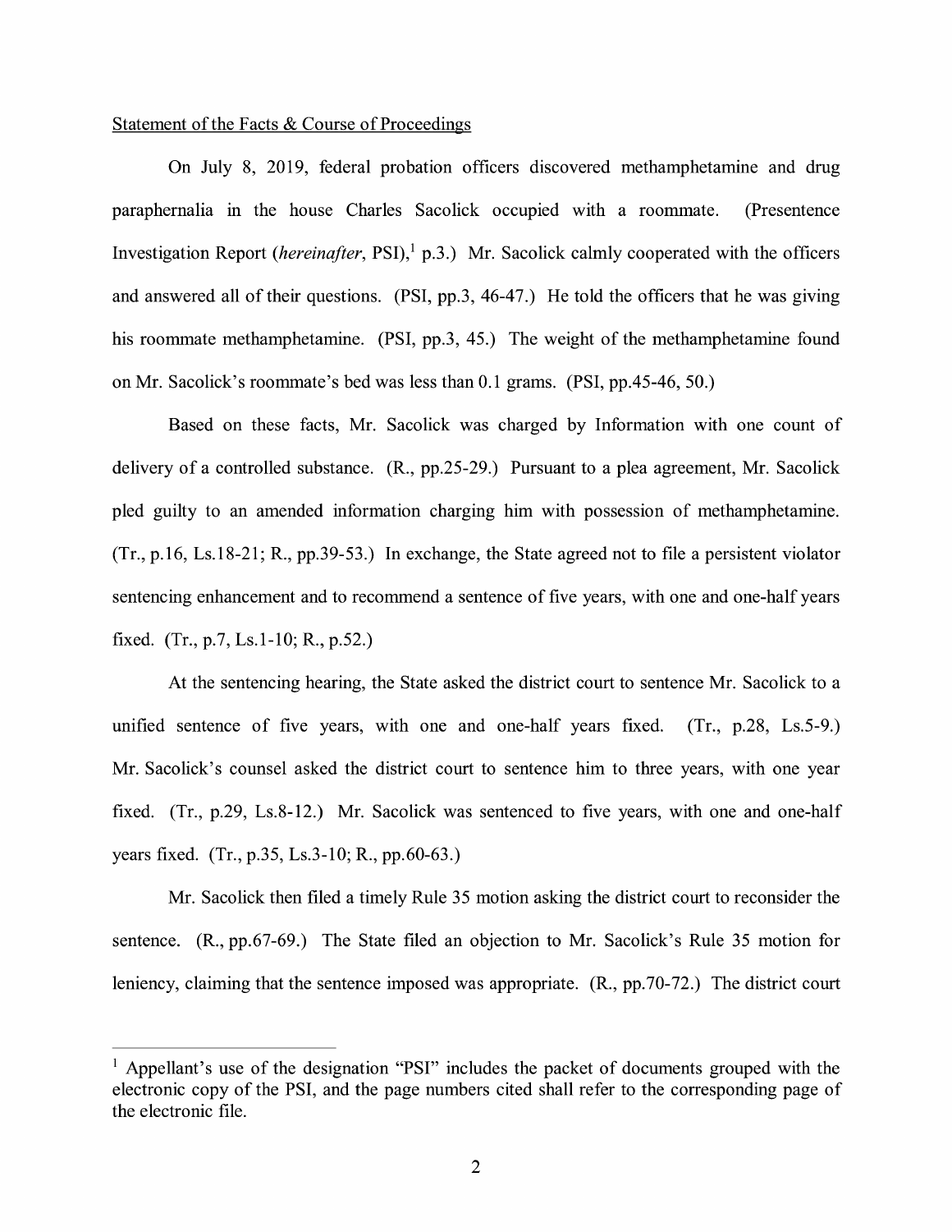Statement of the Facts & Course of Proceedings

On July 8, 2019, federal probation officers discovered methamphetamine and drug paraphernalia in the house Charles Sacolick occupied with a roommate. (Presentence Investigation Report (*hereinafter*, PSI),[1] p.3.) Mr. Sacolick calmly cooperated with the officers and answered all of their questions. (PSI, pp.3, 46-47.) He told the officers that he was giving his roommate methamphetamine. (PSI, pp.3, 45.) The weight of the methamphetamine found on Mr. Sacolick's roommate's bed was less than 0.1 grams. (PSI, pp.45-46, 50.)

Based on these facts, Mr. Sacolick was charged by Information with one count of delivery of a controlled substance. (R., pp.25-29.) Pursuant to a plea agreement, Mr. Sacolick pled guilty to an amended information charging him with possession of methamphetamine. (Tr., p.16, Ls.18-21; R., pp.39-53.) In exchange, the State agreed not to file a persistent violator sentencing enhancement and to recommend a sentence of five years, with one and one-half years fixed. (Tr., p.7, Ls.1-10; R., p.52.)

At the sentencing hearing, the State asked the district court to sentence Mr. Sacolick to a unified sentence of five years, with one and one-half years fixed. (Tr., p.28, Ls.5-9.) Mr. Sacolick's counsel asked the district court to sentence him to three years, with one year fixed. (Tr., p.29, Ls.8-12.) Mr. Sacolick was sentenced to five years, with one and one-half years fixed. (Tr., p.35, Ls.3-10; R., pp.60-63.)

Mr. Sacolick then filed a timely Rule 35 motion asking the district court to reconsider the sentence. (R., pp.67-69.) The State filed an objection to Mr. Sacolick's Rule 35 motion for leniency, claiming that the sentence imposed was appropriate. (R., pp.70-72.) The district court

[1] Appellant's use of the designation "PSI" includes the packet of documents grouped with the electronic copy of the PSI, and the page numbers cited shall refer to the corresponding page of the electronic file.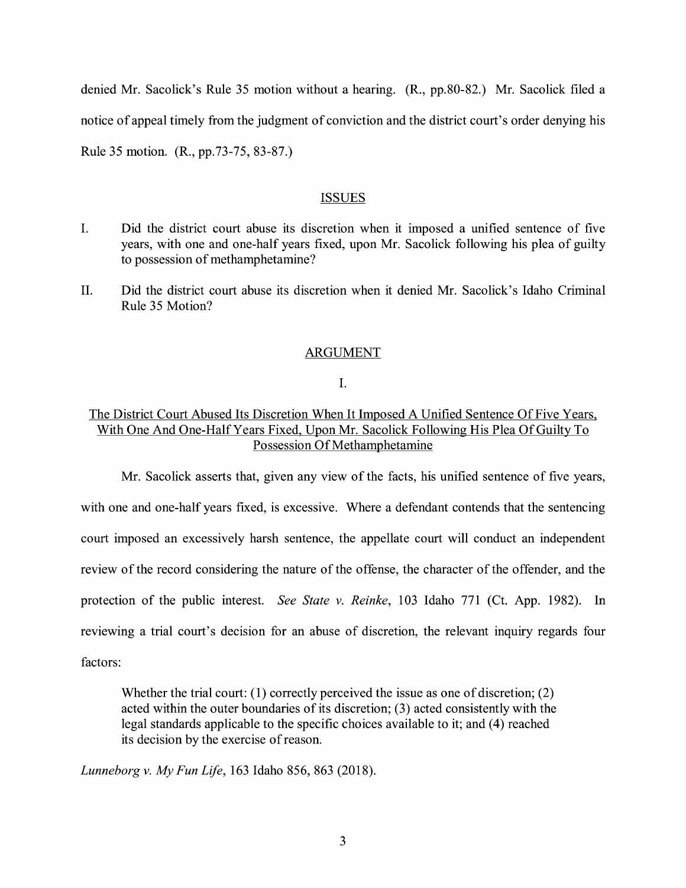denied Mr. Sacolick's Rule 35 motion without a hearing. (R., pp.80-82.) Mr. Sacolick filed a notice of appeal timely from the judgment of conviction and the district court's order denying his Rule 35 motion. (R., pp.73-75, 83-87.)

## ISSUES

I. Did the district court abuse its discretion when it imposed a unified sentence of five years, with one and one-half years fixed, upon Mr. Sacolick following his plea of guilty to possession of methamphetamine?

II. Did the district court abuse its discretion when it denied Mr. Sacolick's Idaho Criminal Rule 35 Motion?

## ARGUMENT

### I.

### The District Court Abused Its Discretion When It Imposed A Unified Sentence Of Five Years, With One And One-Half Years Fixed, Upon Mr. Sacolick Following His Plea Of Guilty To Possession Of Methamphetamine

Mr. Sacolick asserts that, given any view of the facts, his unified sentence of five years, with one and one-half years fixed, is excessive. Where a defendant contends that the sentencing court imposed an excessively harsh sentence, the appellate court will conduct an independent review of the record considering the nature of the offense, the character of the offender, and the protection of the public interest. *See State v. Reinke*, 103 Idaho 771 (Ct. App. 1982). In reviewing a trial court's decision for an abuse of discretion, the relevant inquiry regards four factors:

> Whether the trial court: (1) correctly perceived the issue as one of discretion; (2) acted within the outer boundaries of its discretion; (3) acted consistently with the legal standards applicable to the specific choices available to it; and (4) reached its decision by the exercise of reason.

*Lunneborg v. My Fun Life*, 163 Idaho 856, 863 (2018).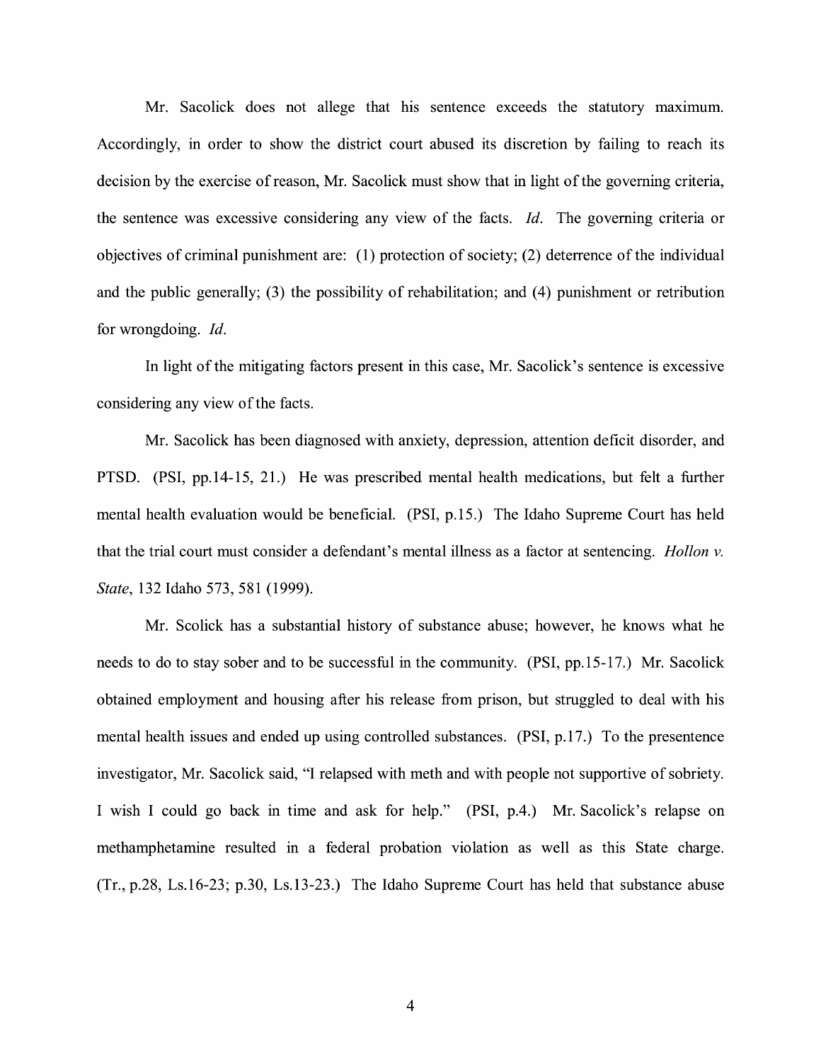Mr. Sacolick does not allege that his sentence exceeds the statutory maximum. Accordingly, in order to show the district court abused its discretion by failing to reach its decision by the exercise of reason, Mr. Sacolick must show that in light of the governing criteria, the sentence was excessive considering any view of the facts. *Id*. The governing criteria or objectives of criminal punishment are: (1) protection of society; (2) deterrence of the individual and the public generally; (3) the possibility of rehabilitation; and (4) punishment or retribution for wrongdoing. *Id*.

In light of the mitigating factors present in this case, Mr. Sacolick's sentence is excessive considering any view of the facts.

Mr. Sacolick has been diagnosed with anxiety, depression, attention deficit disorder, and PTSD. (PSI, pp.14-15, 21.) He was prescribed mental health medications, but felt a further mental health evaluation would be beneficial. (PSI, p.15.) The Idaho Supreme Court has held that the trial court must consider a defendant's mental illness as a factor at sentencing. *Hollon v. State*, 132 Idaho 573, 581 (1999).

Mr. Scolick has a substantial history of substance abuse; however, he knows what he needs to do to stay sober and to be successful in the community. (PSI, pp.15-17.) Mr. Sacolick obtained employment and housing after his release from prison, but struggled to deal with his mental health issues and ended up using controlled substances. (PSI, p.17.) To the presentence investigator, Mr. Sacolick said, "I relapsed with meth and with people not supportive of sobriety. I wish I could go back in time and ask for help." (PSI, p.4.) Mr. Sacolick's relapse on methamphetamine resulted in a federal probation violation as well as this State charge. (Tr., p.28, Ls.16-23; p.30, Ls.13-23.) The Idaho Supreme Court has held that substance abuse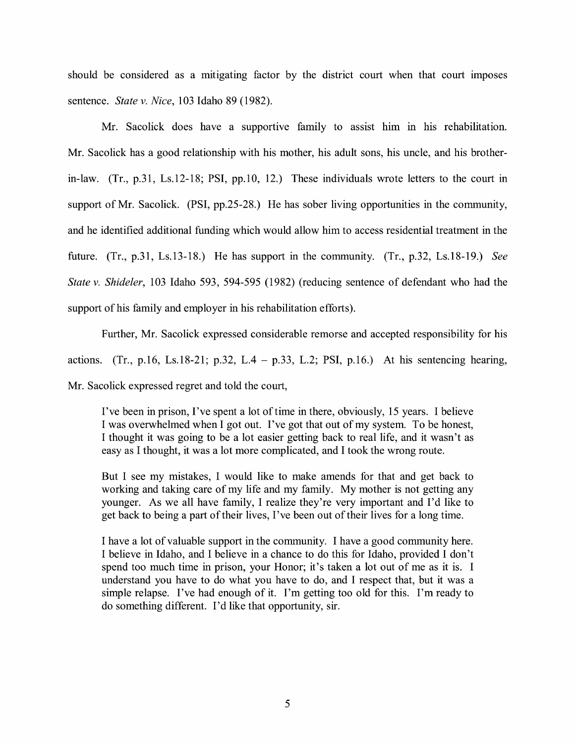should be considered as a mitigating factor by the district court when that court imposes sentence. *State v. Nice*, 103 Idaho 89 (1982).

Mr. Sacolick does have a supportive family to assist him in his rehabilitation. Mr. Sacolick has a good relationship with his mother, his adult sons, his uncle, and his brother-in-law. (Tr., p.31, Ls.12-18; PSI, pp.10, 12.) These individuals wrote letters to the court in support of Mr. Sacolick. (PSI, pp.25-28.) He has sober living opportunities in the community, and he identified additional funding which would allow him to access residential treatment in the future. (Tr., p.31, Ls.13-18.) He has support in the community. (Tr., p.32, Ls.18-19.) *See State v. Shideler*, 103 Idaho 593, 594-595 (1982) (reducing sentence of defendant who had the support of his family and employer in his rehabilitation efforts).

Further, Mr. Sacolick expressed considerable remorse and accepted responsibility for his actions. (Tr., p.16, Ls.18-21; p.32, L.4 – p.33, L.2; PSI, p.16.) At his sentencing hearing, Mr. Sacolick expressed regret and told the court,

> I've been in prison, I've spent a lot of time in there, obviously, 15 years. I believe I was overwhelmed when I got out. I've got that out of my system. To be honest, I thought it was going to be a lot easier getting back to real life, and it wasn't as easy as I thought, it was a lot more complicated, and I took the wrong route.
>
> But I see my mistakes, I would like to make amends for that and get back to working and taking care of my life and my family. My mother is not getting any younger. As we all have family, I realize they're very important and I'd like to get back to being a part of their lives, I've been out of their lives for a long time.
>
> I have a lot of valuable support in the community. I have a good community here. I believe in Idaho, and I believe in a chance to do this for Idaho, provided I don't spend too much time in prison, your Honor; it's taken a lot out of me as it is. I understand you have to do what you have to do, and I respect that, but it was a simple relapse. I've had enough of it. I'm getting too old for this. I'm ready to do something different. I'd like that opportunity, sir.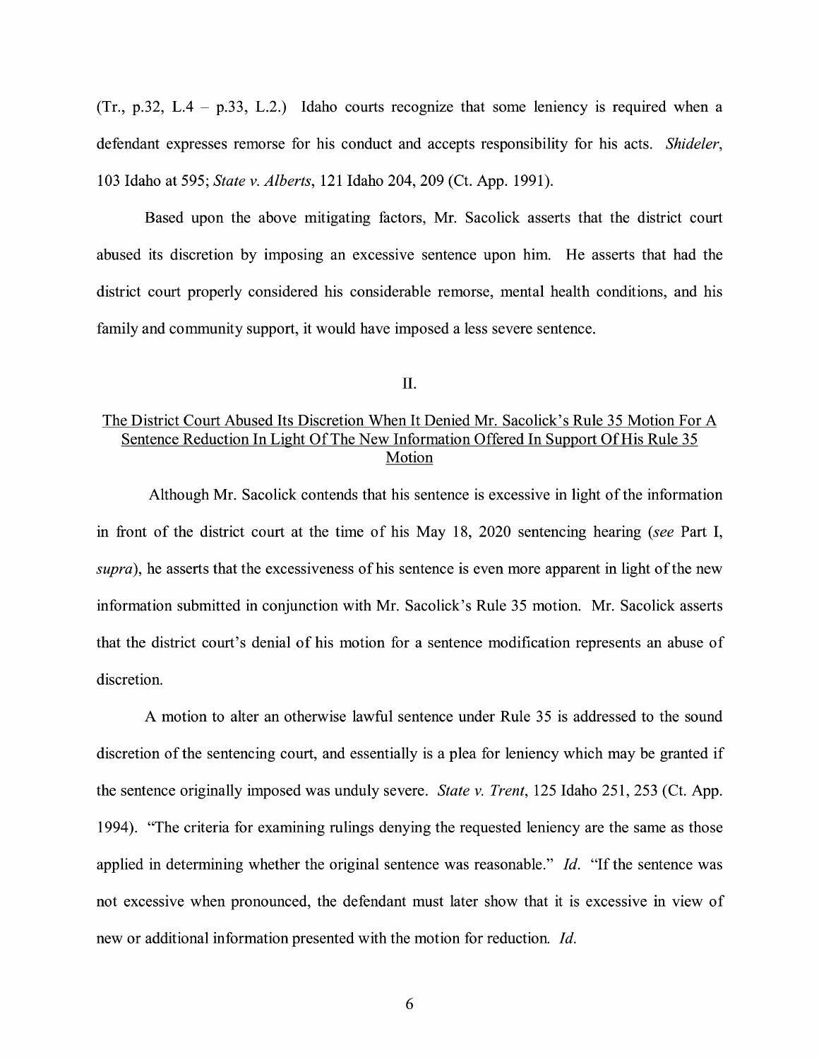(Tr., p.32, L.4 – p.33, L.2.) Idaho courts recognize that some leniency is required when a defendant expresses remorse for his conduct and accepts responsibility for his acts. *Shideler*, 103 Idaho at 595; *State v. Alberts*, 121 Idaho 204, 209 (Ct. App. 1991).

Based upon the above mitigating factors, Mr. Sacolick asserts that the district court abused its discretion by imposing an excessive sentence upon him. He asserts that had the district court properly considered his considerable remorse, mental health conditions, and his family and community support, it would have imposed a less severe sentence.

II.

<u>The District Court Abused Its Discretion When It Denied Mr. Sacolick's Rule 35 Motion For A Sentence Reduction In Light Of The New Information Offered In Support Of His Rule 35 Motion</u>

Although Mr. Sacolick contends that his sentence is excessive in light of the information in front of the district court at the time of his May 18, 2020 sentencing hearing (*see* Part I, *supra*), he asserts that the excessiveness of his sentence is even more apparent in light of the new information submitted in conjunction with Mr. Sacolick's Rule 35 motion. Mr. Sacolick asserts that the district court's denial of his motion for a sentence modification represents an abuse of discretion.

A motion to alter an otherwise lawful sentence under Rule 35 is addressed to the sound discretion of the sentencing court, and essentially is a plea for leniency which may be granted if the sentence originally imposed was unduly severe. *State v. Trent*, 125 Idaho 251, 253 (Ct. App. 1994). "The criteria for examining rulings denying the requested leniency are the same as those applied in determining whether the original sentence was reasonable." *Id.* "If the sentence was not excessive when pronounced, the defendant must later show that it is excessive in view of new or additional information presented with the motion for reduction. *Id.*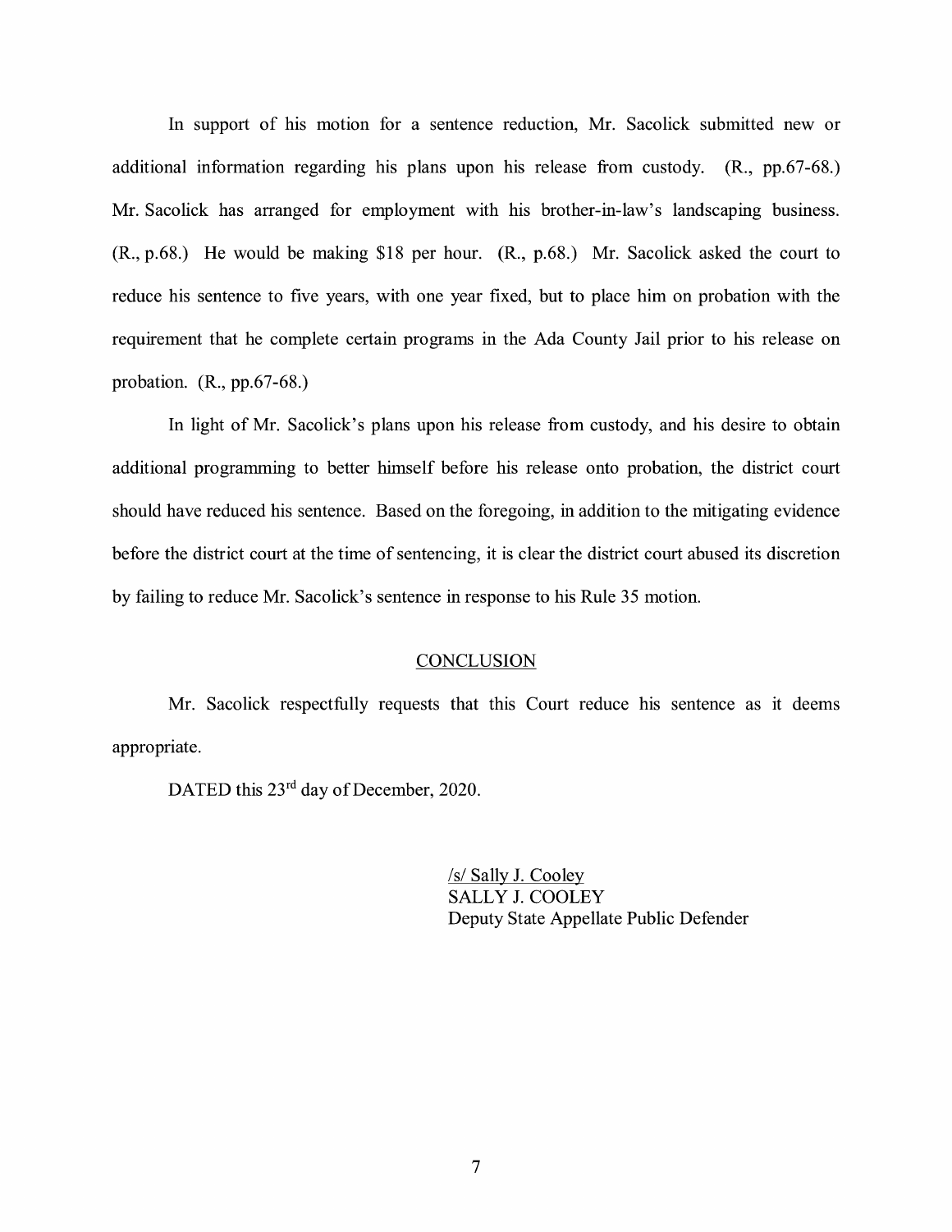In support of his motion for a sentence reduction, Mr. Sacolick submitted new or additional information regarding his plans upon his release from custody. (R., pp.67-68.) Mr. Sacolick has arranged for employment with his brother-in-law's landscaping business. (R., p.68.) He would be making $18 per hour. (R., p.68.) Mr. Sacolick asked the court to reduce his sentence to five years, with one year fixed, but to place him on probation with the requirement that he complete certain programs in the Ada County Jail prior to his release on probation. (R., pp.67-68.)

In light of Mr. Sacolick's plans upon his release from custody, and his desire to obtain additional programming to better himself before his release onto probation, the district court should have reduced his sentence. Based on the foregoing, in addition to the mitigating evidence before the district court at the time of sentencing, it is clear the district court abused its discretion by failing to reduce Mr. Sacolick's sentence in response to his Rule 35 motion.

## CONCLUSION

Mr. Sacolick respectfully requests that this Court reduce his sentence as it deems appropriate.

DATED this 23rd day of December, 2020.

/s/ Sally J. Cooley
SALLY J. COOLEY
Deputy State Appellate Public Defender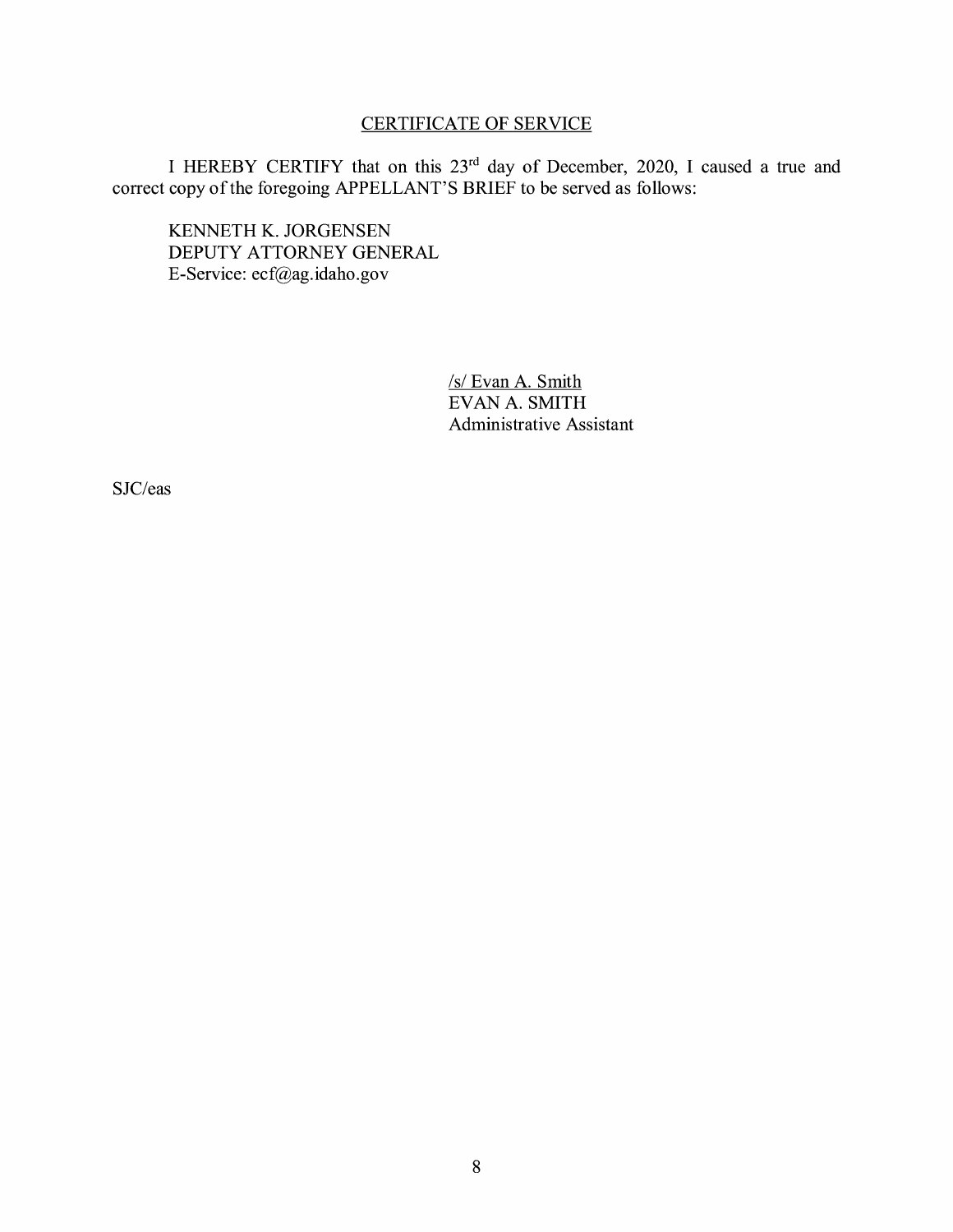## CERTIFICATE OF SERVICE

I HEREBY CERTIFY that on this 23rd day of December, 2020, I caused a true and correct copy of the foregoing APPELLANT'S BRIEF to be served as follows:

KENNETH K. JORGENSEN
DEPUTY ATTORNEY GENERAL
E-Service: ecf@ag.idaho.gov

/s/ Evan A. Smith
EVAN A. SMITH
Administrative Assistant

SJC/eas